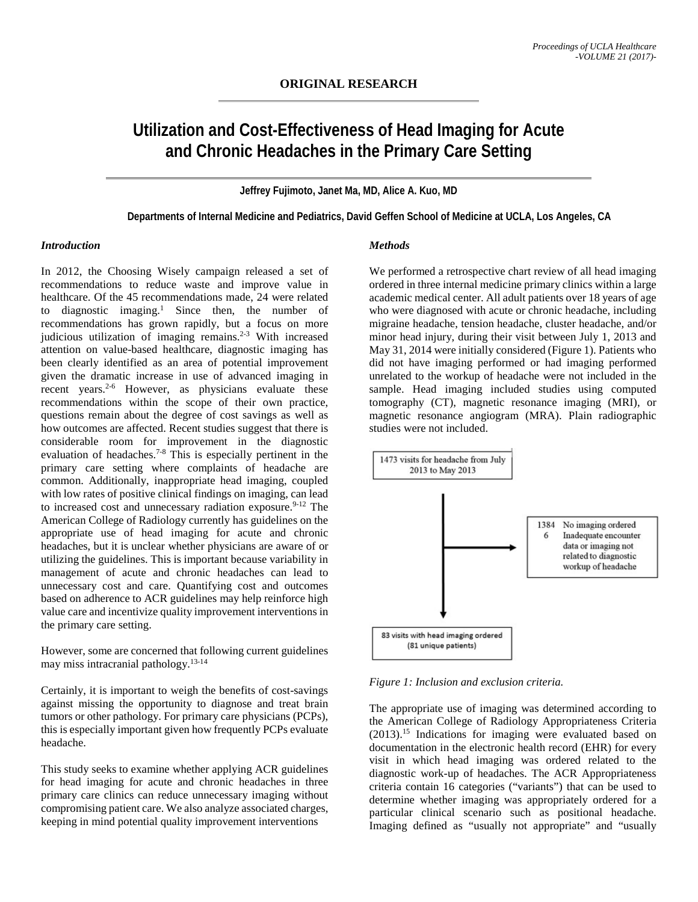**ORIGINAL RESEARCH**

# Utilization and Cost-Effectiveness of Head Imaging for Acute and Chronic Headaches in the Primary Care Setting

**Jeffrey Fujimoto, Janet Ma, MD, Alice A. Kuo, MD**

**Departments of Internal Medicine and Pediatrics, David Geffen School of Medicine at UCLA, Los Angeles, CA**

### *Introduction*

In 2012, the Choosing Wisely campaign released a set of recommendations to reduce waste and improve value in healthcare. Of the 45 recommendations made, 24 were related to diagnostic imaging.[1] Since then, the number of recommendations has grown rapidly, but a focus on more judicious utilization of imaging remains.[2-3] With increased attention on value-based healthcare, diagnostic imaging has been clearly identified as an area of potential improvement given the dramatic increase in use of advanced imaging in recent years.[2-6] However, as physicians evaluate these recommendations within the scope of their own practice, questions remain about the degree of cost savings as well as how outcomes are affected. Recent studies suggest that there is considerable room for improvement in the diagnostic evaluation of headaches.[7-8] This is especially pertinent in the primary care setting where complaints of headache are common. Additionally, inappropriate head imaging, coupled with low rates of positive clinical findings on imaging, can lead to increased cost and unnecessary radiation exposure.[9-12] The American College of Radiology currently has guidelines on the appropriate use of head imaging for acute and chronic headaches, but it is unclear whether physicians are aware of or utilizing the guidelines. This is important because variability in management of acute and chronic headaches can lead to unnecessary cost and care. Quantifying cost and outcomes based on adherence to ACR guidelines may help reinforce high value care and incentivize quality improvement interventions in the primary care setting.

However, some are concerned that following current guidelines may miss intracranial pathology.[13-14]

Certainly, it is important to weigh the benefits of cost-savings against missing the opportunity to diagnose and treat brain tumors or other pathology. For primary care physicians (PCPs), this is especially important given how frequently PCPs evaluate headache.

This study seeks to examine whether applying ACR guidelines for head imaging for acute and chronic headaches in three primary care clinics can reduce unnecessary imaging without compromising patient care. We also analyze associated charges, keeping in mind potential quality improvement interventions

### *Methods*

We performed a retrospective chart review of all head imaging ordered in three internal medicine primary clinics within a large academic medical center. All adult patients over 18 years of age who were diagnosed with acute or chronic headache, including migraine headache, tension headache, cluster headache, and/or minor head injury, during their visit between July 1, 2013 and May 31, 2014 were initially considered (Figure 1). Patients who did not have imaging performed or had imaging performed unrelated to the workup of headache were not included in the sample. Head imaging included studies using computed tomography (CT), magnetic resonance imaging (MRI), or magnetic resonance angiogram (MRA). Plain radiographic studies were not included.

1473 visits for headache from July 2013 to May 2013

1384 No imaging ordered
6 Inadequate encounter data or imaging not related to diagnostic workup of headache

83 visits with head imaging ordered (81 unique patients)

*Figure 1: Inclusion and exclusion criteria.*

The appropriate use of imaging was determined according to the American College of Radiology Appropriateness Criteria (2013).[15] Indications for imaging were evaluated based on documentation in the electronic health record (EHR) for every visit in which head imaging was ordered related to the diagnostic work-up of headaches. The ACR Appropriateness criteria contain 16 categories ("variants") that can be used to determine whether imaging was appropriately ordered for a particular clinical scenario such as positional headache. Imaging defined as "usually not appropriate" and "usually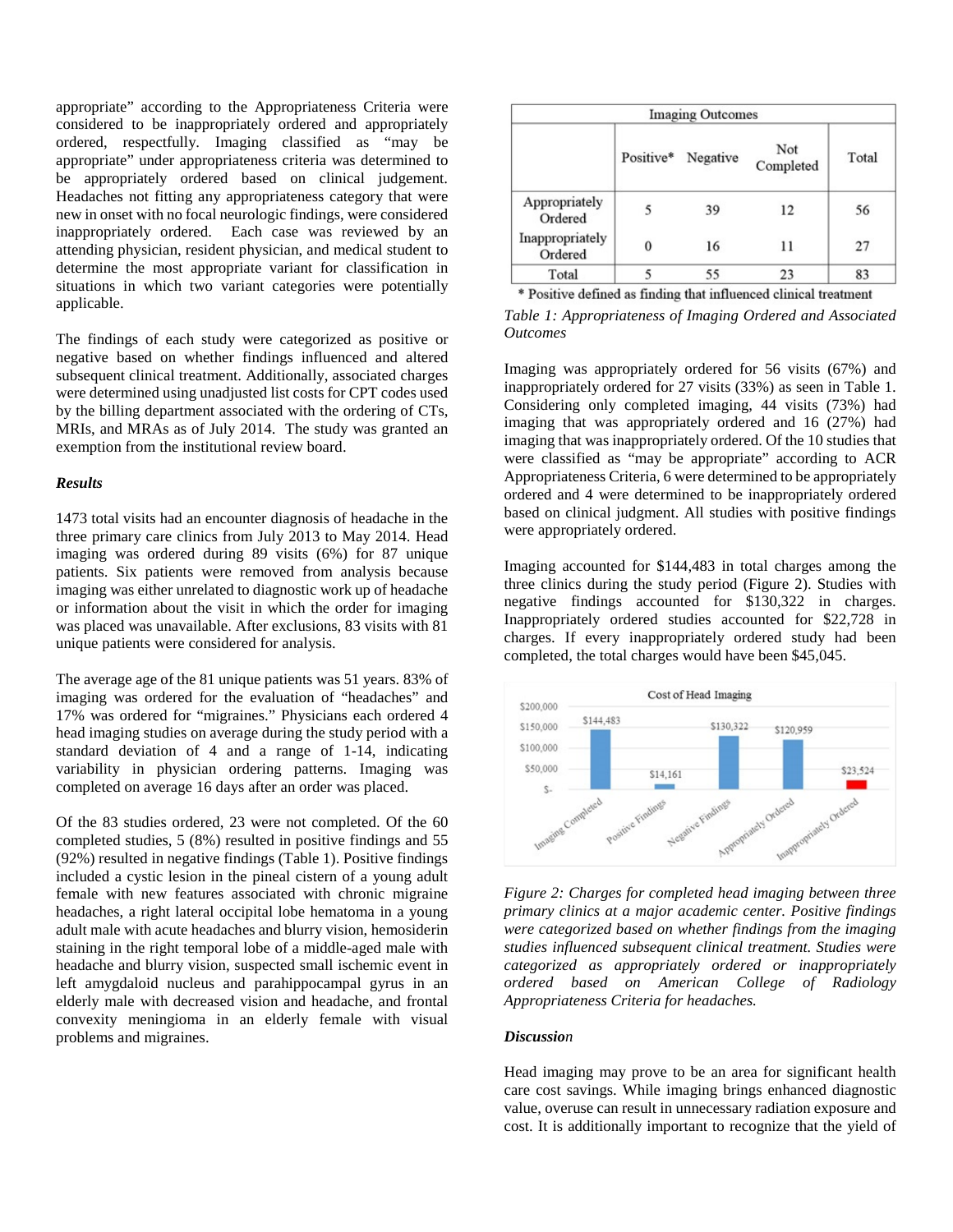appropriate" according to the Appropriateness Criteria were considered to be inappropriately ordered and appropriately ordered, respectfully. Imaging classified as "may be appropriate" under appropriateness criteria was determined to be appropriately ordered based on clinical judgement. Headaches not fitting any appropriateness category that were new in onset with no focal neurologic findings, were considered inappropriately ordered. Each case was reviewed by an attending physician, resident physician, and medical student to determine the most appropriate variant for classification in situations in which two variant categories were potentially applicable.

The findings of each study were categorized as positive or negative based on whether findings influenced and altered subsequent clinical treatment. Additionally, associated charges were determined using unadjusted list costs for CPT codes used by the billing department associated with the ordering of CTs, MRIs, and MRAs as of July 2014. The study was granted an exemption from the institutional review board.

### *Results*

1473 total visits had an encounter diagnosis of headache in the three primary care clinics from July 2013 to May 2014. Head imaging was ordered during 89 visits (6%) for 87 unique patients. Six patients were removed from analysis because imaging was either unrelated to diagnostic work up of headache or information about the visit in which the order for imaging was placed was unavailable. After exclusions, 83 visits with 81 unique patients were considered for analysis.

The average age of the 81 unique patients was 51 years. 83% of imaging was ordered for the evaluation of "headaches" and 17% was ordered for "migraines." Physicians each ordered 4 head imaging studies on average during the study period with a standard deviation of 4 and a range of 1-14, indicating variability in physician ordering patterns. Imaging was completed on average 16 days after an order was placed.

Of the 83 studies ordered, 23 were not completed. Of the 60 completed studies, 5 (8%) resulted in positive findings and 55 (92%) resulted in negative findings (Table 1). Positive findings included a cystic lesion in the pineal cistern of a young adult female with new features associated with chronic migraine headaches, a right lateral occipital lobe hematoma in a young adult male with acute headaches and blurry vision, hemosiderin staining in the right temporal lobe of a middle-aged male with headache and blurry vision, suspected small ischemic event in left amygdaloid nucleus and parahippocampal gyrus in an elderly male with decreased vision and headache, and frontal convexity meningioma in an elderly female with visual problems and migraines.

| Imaging Outcomes | | | | |
|---|---|---|---|---|
| | Positive* | Negative | Not Completed | Total |
| Appropriately Ordered | 5 | 39 | 12 | 56 |
| Inappropriately Ordered | 0 | 16 | 11 | 27 |
| Total | 5 | 55 | 23 | 83 |

\* Positive defined as finding that influenced clinical treatment

*Table 1: Appropriateness of Imaging Ordered and Associated Outcomes*

Imaging was appropriately ordered for 56 visits (67%) and inappropriately ordered for 27 visits (33%) as seen in Table 1. Considering only completed imaging, 44 visits (73%) had imaging that was appropriately ordered and 16 (27%) had imaging that was inappropriately ordered. Of the 10 studies that were classified as "may be appropriate" according to ACR Appropriateness Criteria, 6 were determined to be appropriately ordered and 4 were determined to be inappropriately ordered based on clinical judgment. All studies with positive findings were appropriately ordered.

Imaging accounted for $144,483 in total charges among the three clinics during the study period (Figure 2). Studies with negative findings accounted for $130,322 in charges. Inappropriately ordered studies accounted for $22,728 in charges. If every inappropriately ordered study had been completed, the total charges would have been $45,045.

*Figure 2: Charges for completed head imaging between three primary clinics at a major academic center. Positive findings were categorized based on whether findings from the imaging studies influenced subsequent clinical treatment. Studies were categorized as appropriately ordered or inappropriately ordered based on American College of Radiology Appropriateness Criteria for headaches.*

### *Discussion*

Head imaging may prove to be an area for significant health care cost savings. While imaging brings enhanced diagnostic value, overuse can result in unnecessary radiation exposure and cost. It is additionally important to recognize that the yield of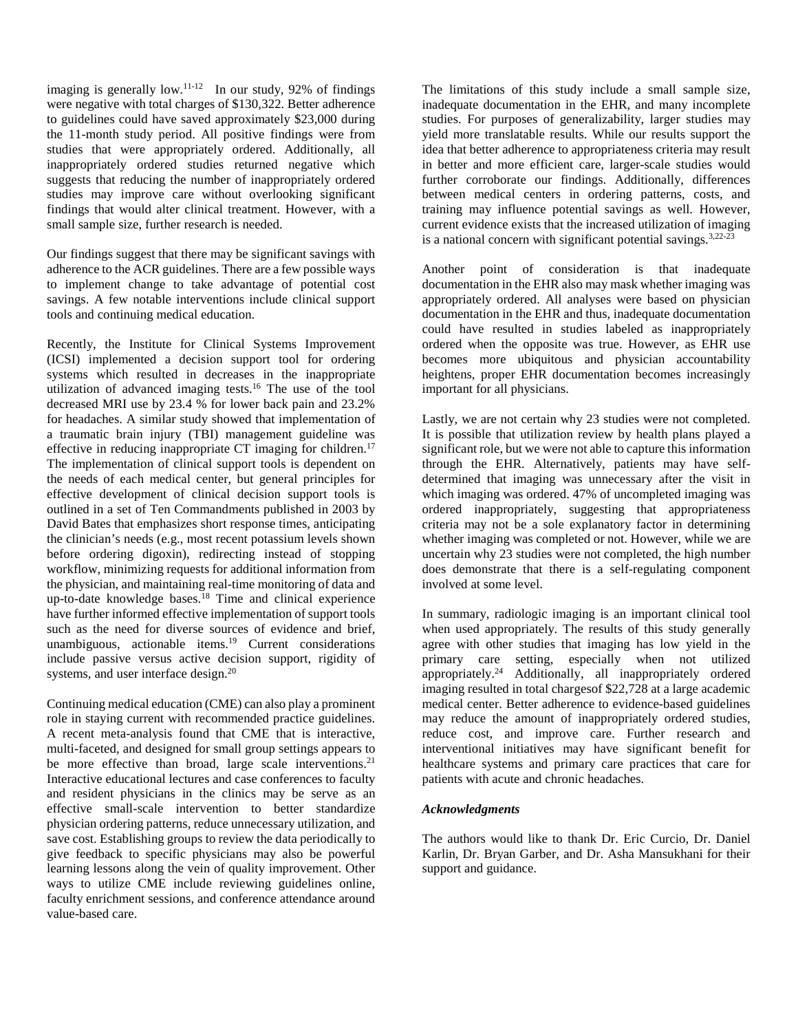imaging is generally low.[11-12] In our study, 92% of findings were negative with total charges of $130,322. Better adherence to guidelines could have saved approximately $23,000 during the 11-month study period. All positive findings were from studies that were appropriately ordered. Additionally, all inappropriately ordered studies returned negative which suggests that reducing the number of inappropriately ordered studies may improve care without overlooking significant findings that would alter clinical treatment. However, with a small sample size, further research is needed.

Our findings suggest that there may be significant savings with adherence to the ACR guidelines. There are a few possible ways to implement change to take advantage of potential cost savings. A few notable interventions include clinical support tools and continuing medical education.

Recently, the Institute for Clinical Systems Improvement (ICSI) implemented a decision support tool for ordering systems which resulted in decreases in the inappropriate utilization of advanced imaging tests.[16] The use of the tool decreased MRI use by 23.4 % for lower back pain and 23.2% for headaches. A similar study showed that implementation of a traumatic brain injury (TBI) management guideline was effective in reducing inappropriate CT imaging for children.[17] The implementation of clinical support tools is dependent on the needs of each medical center, but general principles for effective development of clinical decision support tools is outlined in a set of Ten Commandments published in 2003 by David Bates that emphasizes short response times, anticipating the clinician's needs (e.g., most recent potassium levels shown before ordering digoxin), redirecting instead of stopping workflow, minimizing requests for additional information from the physician, and maintaining real-time monitoring of data and up-to-date knowledge bases.[18] Time and clinical experience have further informed effective implementation of support tools such as the need for diverse sources of evidence and brief, unambiguous, actionable items.[19] Current considerations include passive versus active decision support, rigidity of systems, and user interface design.[20]

Continuing medical education (CME) can also play a prominent role in staying current with recommended practice guidelines. A recent meta-analysis found that CME that is interactive, multi-faceted, and designed for small group settings appears to be more effective than broad, large scale interventions.[21] Interactive educational lectures and case conferences to faculty and resident physicians in the clinics may be serve as an effective small-scale intervention to better standardize physician ordering patterns, reduce unnecessary utilization, and save cost. Establishing groups to review the data periodically to give feedback to specific physicians may also be powerful learning lessons along the vein of quality improvement. Other ways to utilize CME include reviewing guidelines online, faculty enrichment sessions, and conference attendance around value-based care.

The limitations of this study include a small sample size, inadequate documentation in the EHR, and many incomplete studies. For purposes of generalizability, larger studies may yield more translatable results. While our results support the idea that better adherence to appropriateness criteria may result in better and more efficient care, larger-scale studies would further corroborate our findings. Additionally, differences between medical centers in ordering patterns, costs, and training may influence potential savings as well. However, current evidence exists that the increased utilization of imaging is a national concern with significant potential savings.[3,22-23]

Another point of consideration is that inadequate documentation in the EHR also may mask whether imaging was appropriately ordered. All analyses were based on physician documentation in the EHR and thus, inadequate documentation could have resulted in studies labeled as inappropriately ordered when the opposite was true. However, as EHR use becomes more ubiquitous and physician accountability heightens, proper EHR documentation becomes increasingly important for all physicians.

Lastly, we are not certain why 23 studies were not completed. It is possible that utilization review by health plans played a significant role, but we were not able to capture this information through the EHR. Alternatively, patients may have self-determined that imaging was unnecessary after the visit in which imaging was ordered. 47% of uncompleted imaging was ordered inappropriately, suggesting that appropriateness criteria may not be a sole explanatory factor in determining whether imaging was completed or not. However, while we are uncertain why 23 studies were not completed, the high number does demonstrate that there is a self-regulating component involved at some level.

In summary, radiologic imaging is an important clinical tool when used appropriately. The results of this study generally agree with other studies that imaging has low yield in the primary care setting, especially when not utilized appropriately.[24] Additionally, all inappropriately ordered imaging resulted in total chargesof $22,728 at a large academic medical center. Better adherence to evidence-based guidelines may reduce the amount of inappropriately ordered studies, reduce cost, and improve care. Further research and interventional initiatives may have significant benefit for healthcare systems and primary care practices that care for patients with acute and chronic headaches.

### *Acknowledgments*

The authors would like to thank Dr. Eric Curcio, Dr. Daniel Karlin, Dr. Bryan Garber, and Dr. Asha Mansukhani for their support and guidance.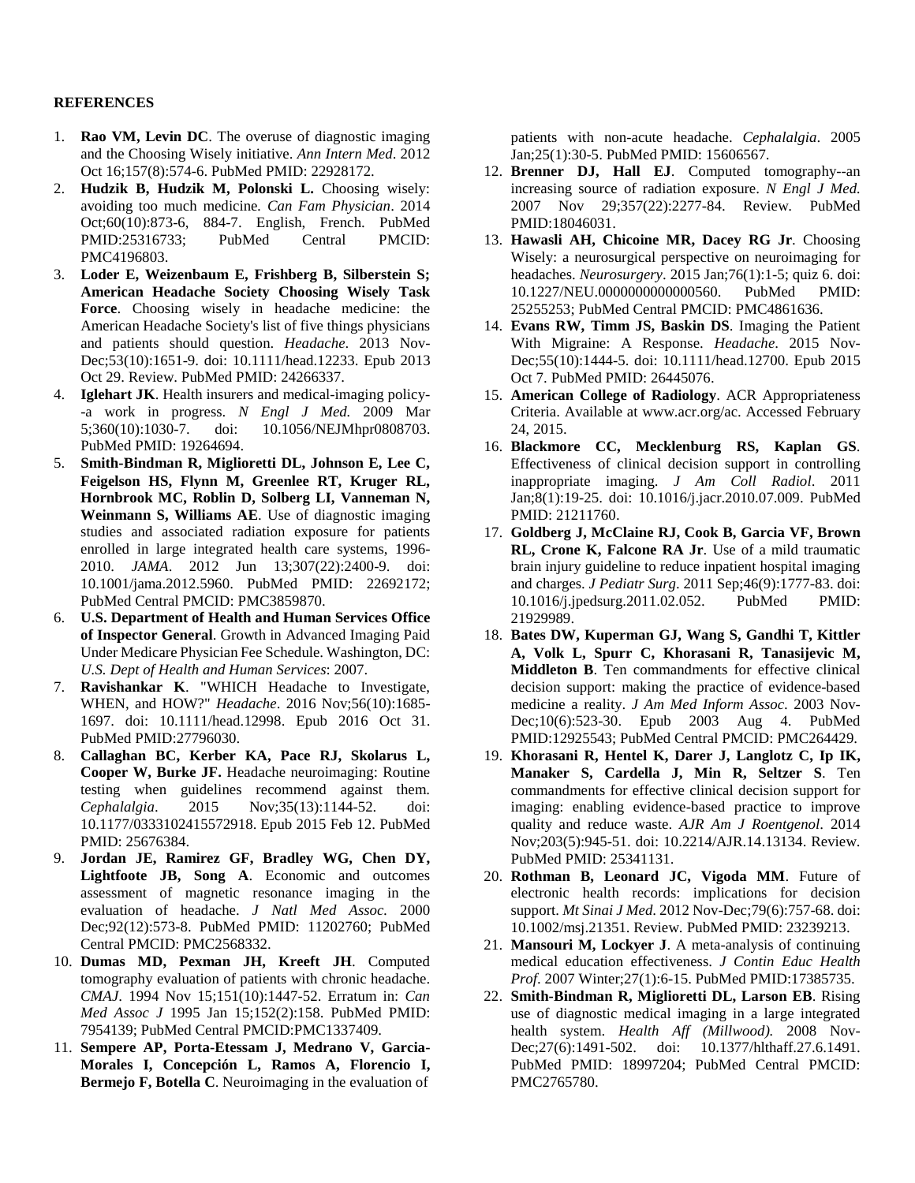## REFERENCES

1. **Rao VM, Levin DC**. The overuse of diagnostic imaging and the Choosing Wisely initiative. *Ann Intern Med*. 2012 Oct 16;157(8):574-6. PubMed PMID: 22928172.
2. **Hudzik B, Hudzik M, Polonski L.** Choosing wisely: avoiding too much medicine. *Can Fam Physician*. 2014 Oct;60(10):873-6, 884-7. English, French. PubMed PMID:25316733; PubMed Central PMCID: PMC4196803.
3. **Loder E, Weizenbaum E, Frishberg B, Silberstein S; American Headache Society Choosing Wisely Task Force**. Choosing wisely in headache medicine: the American Headache Society's list of five things physicians and patients should question. *Headache*. 2013 Nov-Dec;53(10):1651-9. doi: 10.1111/head.12233. Epub 2013 Oct 29. Review. PubMed PMID: 24266337.
4. **Iglehart JK**. Health insurers and medical-imaging policy--a work in progress. *N Engl J Med.* 2009 Mar 5;360(10):1030-7. doi: 10.1056/NEJMhpr0808703. PubMed PMID: 19264694.
5. **Smith-Bindman R, Miglioretti DL, Johnson E, Lee C, Feigelson HS, Flynn M, Greenlee RT, Kruger RL, Hornbrook MC, Roblin D, Solberg LI, Vanneman N, Weinmann S, Williams AE**. Use of diagnostic imaging studies and associated radiation exposure for patients enrolled in large integrated health care systems, 1996-2010. *JAMA*. 2012 Jun 13;307(22):2400-9. doi: 10.1001/jama.2012.5960. PubMed PMID: 22692172; PubMed Central PMCID: PMC3859870.
6. **U.S. Department of Health and Human Services Office of Inspector General**. Growth in Advanced Imaging Paid Under Medicare Physician Fee Schedule. Washington, DC: *U.S. Dept of Health and Human Services*: 2007.
7. **Ravishankar K**. "WHICH Headache to Investigate, WHEN, and HOW?" *Headache*. 2016 Nov;56(10):1685-1697. doi: 10.1111/head.12998. Epub 2016 Oct 31. PubMed PMID:27796030.
8. **Callaghan BC, Kerber KA, Pace RJ, Skolarus L, Cooper W, Burke JF.** Headache neuroimaging: Routine testing when guidelines recommend against them. *Cephalalgia*. 2015 Nov;35(13):1144-52. doi: 10.1177/0333102415572918. Epub 2015 Feb 12. PubMed PMID: 25676384.
9. **Jordan JE, Ramirez GF, Bradley WG, Chen DY, Lightfoote JB, Song A**. Economic and outcomes assessment of magnetic resonance imaging in the evaluation of headache. *J Natl Med Assoc.* 2000 Dec;92(12):573-8. PubMed PMID: 11202760; PubMed Central PMCID: PMC2568332.
10. **Dumas MD, Pexman JH, Kreeft JH**. Computed tomography evaluation of patients with chronic headache. *CMAJ*. 1994 Nov 15;151(10):1447-52. Erratum in: *Can Med Assoc J* 1995 Jan 15;152(2):158. PubMed PMID: 7954139; PubMed Central PMCID:PMC1337409.
11. **Sempere AP, Porta-Etessam J, Medrano V, Garcia-Morales I, Concepción L, Ramos A, Florencio I, Bermejo F, Botella C**. Neuroimaging in the evaluation of patients with non-acute headache. *Cephalalgia*. 2005 Jan;25(1):30-5. PubMed PMID: 15606567.
12. **Brenner DJ, Hall EJ**. Computed tomography--an increasing source of radiation exposure. *N Engl J Med.* 2007 Nov 29;357(22):2277-84. Review. PubMed PMID:18046031.
13. **Hawasli AH, Chicoine MR, Dacey RG Jr**. Choosing Wisely: a neurosurgical perspective on neuroimaging for headaches. *Neurosurgery*. 2015 Jan;76(1):1-5; quiz 6. doi: 10.1227/NEU.0000000000000560. PubMed PMID: 25255253; PubMed Central PMCID: PMC4861636.
14. **Evans RW, Timm JS, Baskin DS**. Imaging the Patient With Migraine: A Response. *Headache*. 2015 Nov-Dec;55(10):1444-5. doi: 10.1111/head.12700. Epub 2015 Oct 7. PubMed PMID: 26445076.
15. **American College of Radiology**. ACR Appropriateness Criteria. Available at www.acr.org/ac. Accessed February 24, 2015.
16. **Blackmore CC, Mecklenburg RS, Kaplan GS**. Effectiveness of clinical decision support in controlling inappropriate imaging. *J Am Coll Radiol*. 2011 Jan;8(1):19-25. doi: 10.1016/j.jacr.2010.07.009. PubMed PMID: 21211760.
17. **Goldberg J, McClaine RJ, Cook B, Garcia VF, Brown RL, Crone K, Falcone RA Jr**. Use of a mild traumatic brain injury guideline to reduce inpatient hospital imaging and charges. *J Pediatr Surg*. 2011 Sep;46(9):1777-83. doi: 10.1016/j.jpedsurg.2011.02.052. PubMed PMID: 21929989.
18. **Bates DW, Kuperman GJ, Wang S, Gandhi T, Kittler A, Volk L, Spurr C, Khorasani R, Tanasijevic M, Middleton B**. Ten commandments for effective clinical decision support: making the practice of evidence-based medicine a reality. *J Am Med Inform Assoc.* 2003 Nov-Dec;10(6):523-30. Epub 2003 Aug 4. PubMed PMID:12925543; PubMed Central PMCID: PMC264429.
19. **Khorasani R, Hentel K, Darer J, Langlotz C, Ip IK, Manaker S, Cardella J, Min R, Seltzer S**. Ten commandments for effective clinical decision support for imaging: enabling evidence-based practice to improve quality and reduce waste. *AJR Am J Roentgenol*. 2014 Nov;203(5):945-51. doi: 10.2214/AJR.14.13134. Review. PubMed PMID: 25341131.
20. **Rothman B, Leonard JC, Vigoda MM**. Future of electronic health records: implications for decision support. *Mt Sinai J Med*. 2012 Nov-Dec;79(6):757-68. doi: 10.1002/msj.21351. Review. PubMed PMID: 23239213.
21. **Mansouri M, Lockyer J**. A meta-analysis of continuing medical education effectiveness. *J Contin Educ Health Prof*. 2007 Winter;27(1):6-15. PubMed PMID:17385735.
22. **Smith-Bindman R, Miglioretti DL, Larson EB**. Rising use of diagnostic medical imaging in a large integrated health system. *Health Aff (Millwood).* 2008 Nov-Dec;27(6):1491-502. doi: 10.1377/hlthaff.27.6.1491. PubMed PMID: 18997204; PubMed Central PMCID: PMC2765780.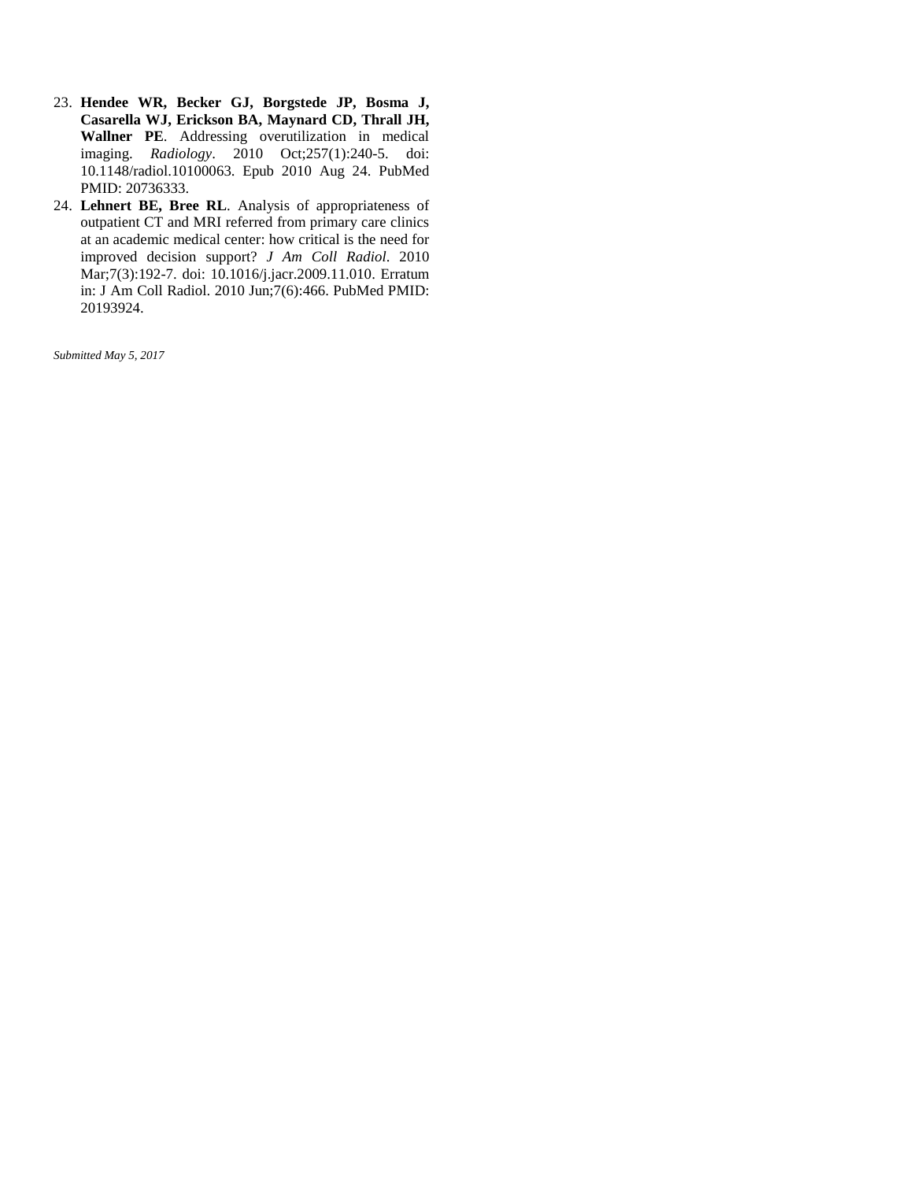23. **Hendee WR, Becker GJ, Borgstede JP, Bosma J, Casarella WJ, Erickson BA, Maynard CD, Thrall JH, Wallner PE**. Addressing overutilization in medical imaging. *Radiology*. 2010 Oct;257(1):240-5. doi: 10.1148/radiol.10100063. Epub 2010 Aug 24. PubMed PMID: 20736333.
24. **Lehnert BE, Bree RL**. Analysis of appropriateness of outpatient CT and MRI referred from primary care clinics at an academic medical center: how critical is the need for improved decision support? *J Am Coll Radiol*. 2010 Mar;7(3):192-7. doi: 10.1016/j.jacr.2009.11.010. Erratum in: J Am Coll Radiol. 2010 Jun;7(6):466. PubMed PMID: 20193924.

*Submitted May 5, 2017*